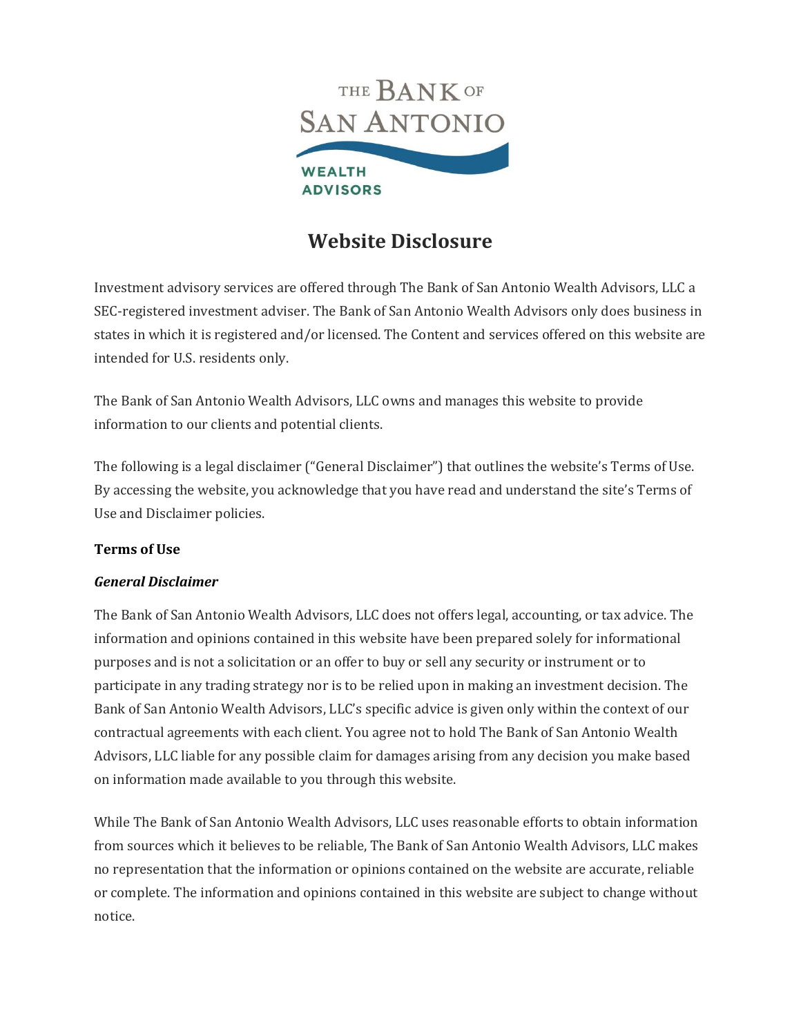THE BANK OF SAN ANTONIO

WEALTH ADVISORS

# Website Disclosure

Investment advisory services are offered through The Bank of San Antonio Wealth Advisors, LLC a SEC-registered investment adviser. The Bank of San Antonio Wealth Advisors only does business in states in which it is registered and/or licensed. The Content and services offered on this website are intended for U.S. residents only.

The Bank of San Antonio Wealth Advisors, LLC owns and manages this website to provide information to our clients and potential clients.

The following is a legal disclaimer ("General Disclaimer") that outlines the website's Terms of Use. By accessing the website, you acknowledge that you have read and understand the site's Terms of Use and Disclaimer policies.

**Terms of Use**

***General Disclaimer***

The Bank of San Antonio Wealth Advisors, LLC does not offers legal, accounting, or tax advice. The information and opinions contained in this website have been prepared solely for informational purposes and is not a solicitation or an offer to buy or sell any security or instrument or to participate in any trading strategy nor is to be relied upon in making an investment decision. The Bank of San Antonio Wealth Advisors, LLC's specific advice is given only within the context of our contractual agreements with each client. You agree not to hold The Bank of San Antonio Wealth Advisors, LLC liable for any possible claim for damages arising from any decision you make based on information made available to you through this website.

While The Bank of San Antonio Wealth Advisors, LLC uses reasonable efforts to obtain information from sources which it believes to be reliable, The Bank of San Antonio Wealth Advisors, LLC makes no representation that the information or opinions contained on the website are accurate, reliable or complete. The information and opinions contained in this website are subject to change without notice.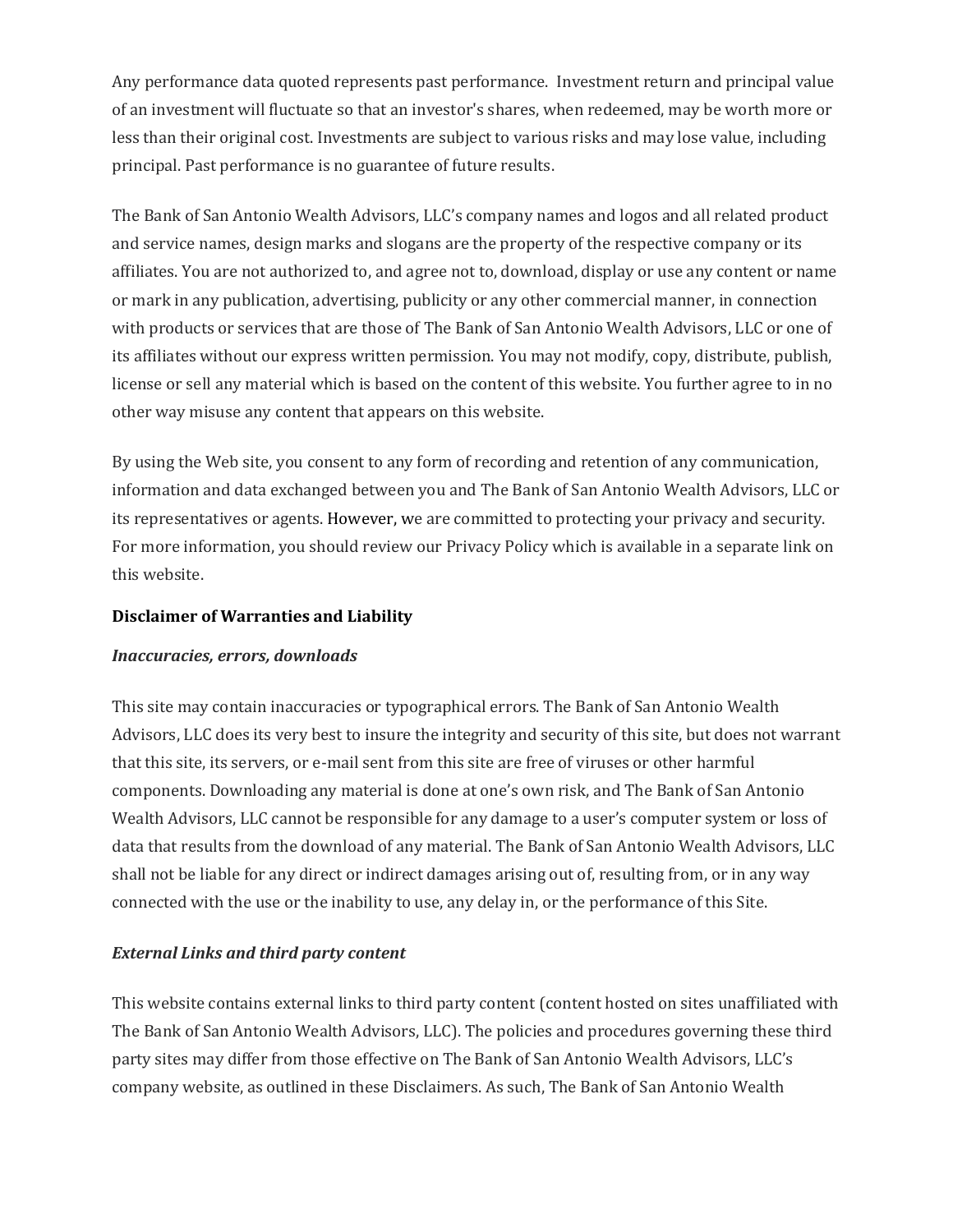Any performance data quoted represents past performance. Investment return and principal value of an investment will fluctuate so that an investor's shares, when redeemed, may be worth more or less than their original cost. Investments are subject to various risks and may lose value, including principal. Past performance is no guarantee of future results.

The Bank of San Antonio Wealth Advisors, LLC's company names and logos and all related product and service names, design marks and slogans are the property of the respective company or its affiliates. You are not authorized to, and agree not to, download, display or use any content or name or mark in any publication, advertising, publicity or any other commercial manner, in connection with products or services that are those of The Bank of San Antonio Wealth Advisors, LLC or one of its affiliates without our express written permission. You may not modify, copy, distribute, publish, license or sell any material which is based on the content of this website. You further agree to in no other way misuse any content that appears on this website.

By using the Web site, you consent to any form of recording and retention of any communication, information and data exchanged between you and The Bank of San Antonio Wealth Advisors, LLC or its representatives or agents. However, we are committed to protecting your privacy and security. For more information, you should review our Privacy Policy which is available in a separate link on this website.

**Disclaimer of Warranties and Liability**

***Inaccuracies, errors, downloads***

This site may contain inaccuracies or typographical errors. The Bank of San Antonio Wealth Advisors, LLC does its very best to insure the integrity and security of this site, but does not warrant that this site, its servers, or e-mail sent from this site are free of viruses or other harmful components. Downloading any material is done at one's own risk, and The Bank of San Antonio Wealth Advisors, LLC cannot be responsible for any damage to a user's computer system or loss of data that results from the download of any material. The Bank of San Antonio Wealth Advisors, LLC shall not be liable for any direct or indirect damages arising out of, resulting from, or in any way connected with the use or the inability to use, any delay in, or the performance of this Site.

***External Links and third party content***

This website contains external links to third party content (content hosted on sites unaffiliated with The Bank of San Antonio Wealth Advisors, LLC). The policies and procedures governing these third party sites may differ from those effective on The Bank of San Antonio Wealth Advisors, LLC's company website, as outlined in these Disclaimers. As such, The Bank of San Antonio Wealth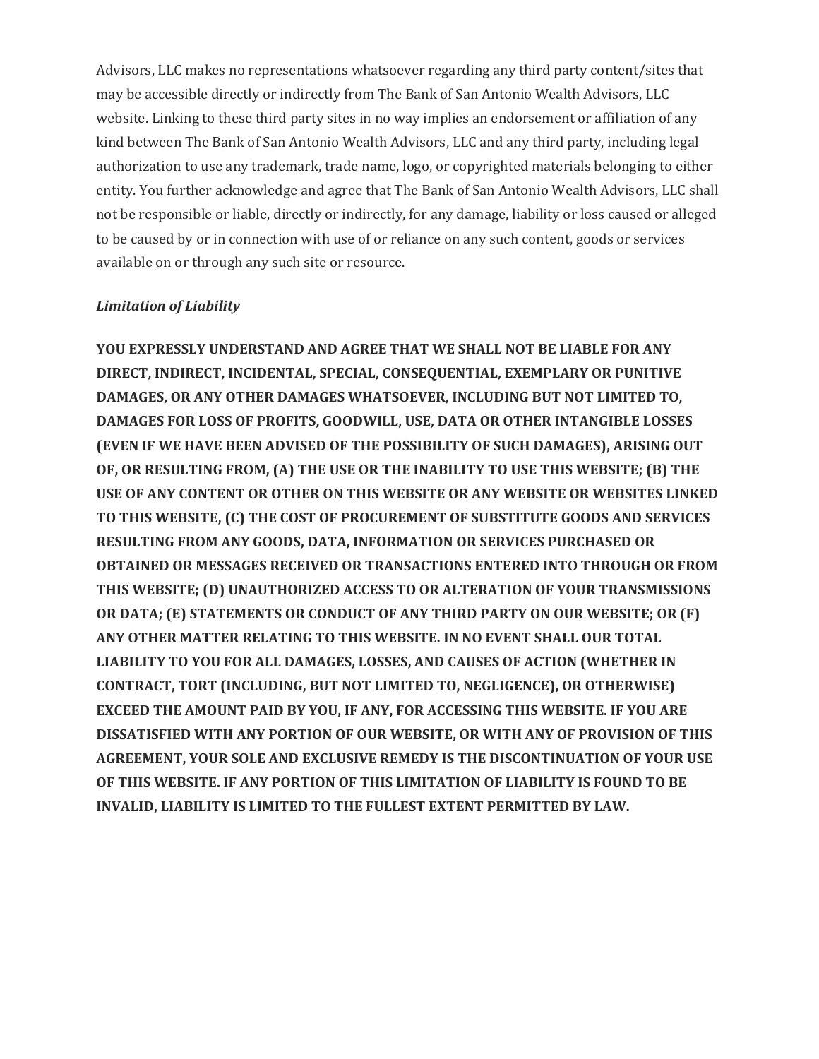Advisors, LLC makes no representations whatsoever regarding any third party content/sites that may be accessible directly or indirectly from The Bank of San Antonio Wealth Advisors, LLC website. Linking to these third party sites in no way implies an endorsement or affiliation of any kind between The Bank of San Antonio Wealth Advisors, LLC and any third party, including legal authorization to use any trademark, trade name, logo, or copyrighted materials belonging to either entity. You further acknowledge and agree that The Bank of San Antonio Wealth Advisors, LLC shall not be responsible or liable, directly or indirectly, for any damage, liability or loss caused or alleged to be caused by or in connection with use of or reliance on any such content, goods or services available on or through any such site or resource.

***Limitation of Liability***

**YOU EXPRESSLY UNDERSTAND AND AGREE THAT WE SHALL NOT BE LIABLE FOR ANY DIRECT, INDIRECT, INCIDENTAL, SPECIAL, CONSEQUENTIAL, EXEMPLARY OR PUNITIVE DAMAGES, OR ANY OTHER DAMAGES WHATSOEVER, INCLUDING BUT NOT LIMITED TO, DAMAGES FOR LOSS OF PROFITS, GOODWILL, USE, DATA OR OTHER INTANGIBLE LOSSES (EVEN IF WE HAVE BEEN ADVISED OF THE POSSIBILITY OF SUCH DAMAGES), ARISING OUT OF, OR RESULTING FROM, (A) THE USE OR THE INABILITY TO USE THIS WEBSITE; (B) THE USE OF ANY CONTENT OR OTHER ON THIS WEBSITE OR ANY WEBSITE OR WEBSITES LINKED TO THIS WEBSITE, (C) THE COST OF PROCUREMENT OF SUBSTITUTE GOODS AND SERVICES RESULTING FROM ANY GOODS, DATA, INFORMATION OR SERVICES PURCHASED OR OBTAINED OR MESSAGES RECEIVED OR TRANSACTIONS ENTERED INTO THROUGH OR FROM THIS WEBSITE; (D) UNAUTHORIZED ACCESS TO OR ALTERATION OF YOUR TRANSMISSIONS OR DATA; (E) STATEMENTS OR CONDUCT OF ANY THIRD PARTY ON OUR WEBSITE; OR (F) ANY OTHER MATTER RELATING TO THIS WEBSITE. IN NO EVENT SHALL OUR TOTAL LIABILITY TO YOU FOR ALL DAMAGES, LOSSES, AND CAUSES OF ACTION (WHETHER IN CONTRACT, TORT (INCLUDING, BUT NOT LIMITED TO, NEGLIGENCE), OR OTHERWISE) EXCEED THE AMOUNT PAID BY YOU, IF ANY, FOR ACCESSING THIS WEBSITE. IF YOU ARE DISSATISFIED WITH ANY PORTION OF OUR WEBSITE, OR WITH ANY OF PROVISION OF THIS AGREEMENT, YOUR SOLE AND EXCLUSIVE REMEDY IS THE DISCONTINUATION OF YOUR USE OF THIS WEBSITE. IF ANY PORTION OF THIS LIMITATION OF LIABILITY IS FOUND TO BE INVALID, LIABILITY IS LIMITED TO THE FULLEST EXTENT PERMITTED BY LAW.**